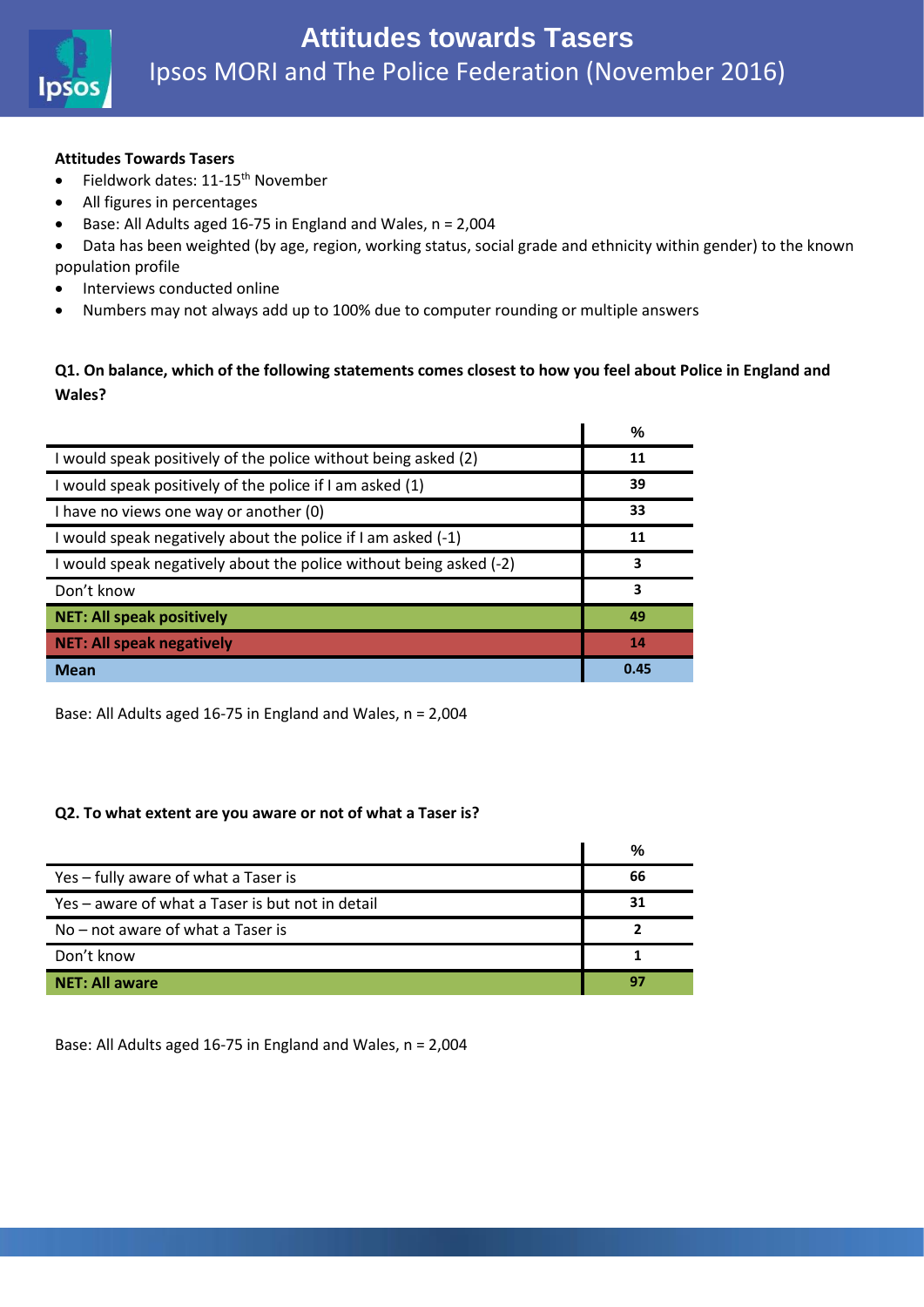# Attitudes towards Tasers

Ipsos MORI and The Police Federation (November 2016)

**Attitudes Towards Tasers**

- Fieldwork dates: 11-15th November
- All figures in percentages
- Base: All Adults aged 16-75 in England and Wales, n = 2,004
- Data has been weighted (by age, region, working status, social grade and ethnicity within gender) to the known population profile
- Interviews conducted online
- Numbers may not always add up to 100% due to computer rounding or multiple answers

**Q1. On balance, which of the following statements comes closest to how you feel about Police in England and Wales?**

| | % |
|---|---|
| I would speak positively of the police without being asked (2) | 11 |
| I would speak positively of the police if I am asked (1) | 39 |
| I have no views one way or another (0) | 33 |
| I would speak negatively about the police if I am asked (-1) | 11 |
| I would speak negatively about the police without being asked (-2) | 3 |
| Don't know | 3 |
| **NET: All speak positively** | **49** |
| **NET: All speak negatively** | **14** |
| **Mean** | **0.45** |

Base: All Adults aged 16-75 in England and Wales, n = 2,004

**Q2. To what extent are you aware or not of what a Taser is?**

| | % |
|---|---|
| Yes – fully aware of what a Taser is | 66 |
| Yes – aware of what a Taser is but not in detail | 31 |
| No – not aware of what a Taser is | 2 |
| Don't know | 1 |
| **NET: All aware** | **97** |

Base: All Adults aged 16-75 in England and Wales, n = 2,004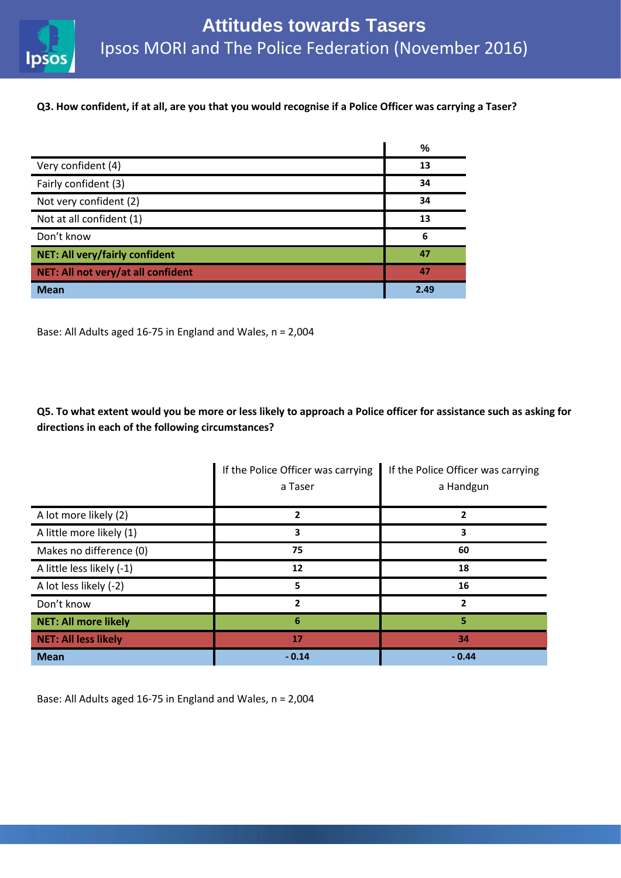# Attitudes towards Tasers

## Ipsos MORI and The Police Federation (November 2016)

**Q3. How confident, if at all, are you that you would recognise if a Police Officer was carrying a Taser?**

| | % |
|---|---|
| Very confident (4) | 13 |
| Fairly confident (3) | 34 |
| Not very confident (2) | 34 |
| Not at all confident (1) | 13 |
| Don't know | 6 |
| **NET: All very/fairly confident** | **47** |
| **NET: All not very/at all confident** | **47** |
| **Mean** | **2.49** |

Base: All Adults aged 16-75 in England and Wales, n = 2,004

**Q5. To what extent would you be more or less likely to approach a Police officer for assistance such as asking for directions in each of the following circumstances?**

| | If the Police Officer was carrying a Taser | If the Police Officer was carrying a Handgun |
|---|---|---|
| A lot more likely (2) | 2 | 2 |
| A little more likely (1) | 3 | 3 |
| Makes no difference (0) | 75 | 60 |
| A little less likely (-1) | 12 | 18 |
| A lot less likely (-2) | 5 | 16 |
| Don't know | 2 | 2 |
| **NET: All more likely** | **6** | **5** |
| **NET: All less likely** | **17** | **34** |
| **Mean** | **- 0.14** | **- 0.44** |

Base: All Adults aged 16-75 in England and Wales, n = 2,004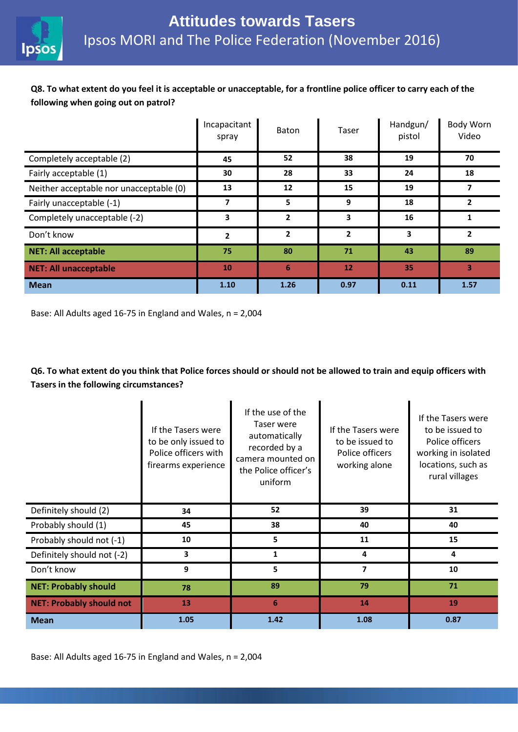# Attitudes towards Tasers

## Ipsos MORI and The Police Federation (November 2016)

**Q8. To what extent do you feel it is acceptable or unacceptable, for a frontline police officer to carry each of the following when going out on patrol?**

| | Incapacitant spray | Baton | Taser | Handgun/ pistol | Body Worn Video |
|---|---|---|---|---|---|
| Completely acceptable (2) | 45 | 52 | 38 | 19 | 70 |
| Fairly acceptable (1) | 30 | 28 | 33 | 24 | 18 |
| Neither acceptable nor unacceptable (0) | 13 | 12 | 15 | 19 | 7 |
| Fairly unacceptable (-1) | 7 | 5 | 9 | 18 | 2 |
| Completely unacceptable (-2) | 3 | 2 | 3 | 16 | 1 |
| Don't know | 2 | 2 | 2 | 3 | 2 |
| **NET: All acceptable** | 75 | 80 | 71 | 43 | 89 |
| **NET: All unacceptable** | 10 | 6 | 12 | 35 | 3 |
| **Mean** | 1.10 | 1.26 | 0.97 | 0.11 | 1.57 |

Base: All Adults aged 16-75 in England and Wales, n = 2,004

**Q6. To what extent do you think that Police forces should or should not be allowed to train and equip officers with Tasers in the following circumstances?**

| | If the Tasers were to be only issued to Police officers with firearms experience | If the use of the Taser were automatically recorded by a camera mounted on the Police officer's uniform | If the Tasers were to be issued to Police officers working alone | If the Tasers were to be issued to Police officers working in isolated locations, such as rural villages |
|---|---|---|---|---|
| Definitely should (2) | 34 | 52 | 39 | 31 |
| Probably should (1) | 45 | 38 | 40 | 40 |
| Probably should not (-1) | 10 | 5 | 11 | 15 |
| Definitely should not (-2) | 3 | 1 | 4 | 4 |
| Don't know | 9 | 5 | 7 | 10 |
| **NET: Probably should** | 78 | 89 | 79 | 71 |
| **NET: Probably should not** | 13 | 6 | 14 | 19 |
| **Mean** | 1.05 | 1.42 | 1.08 | 0.87 |

Base: All Adults aged 16-75 in England and Wales, n = 2,004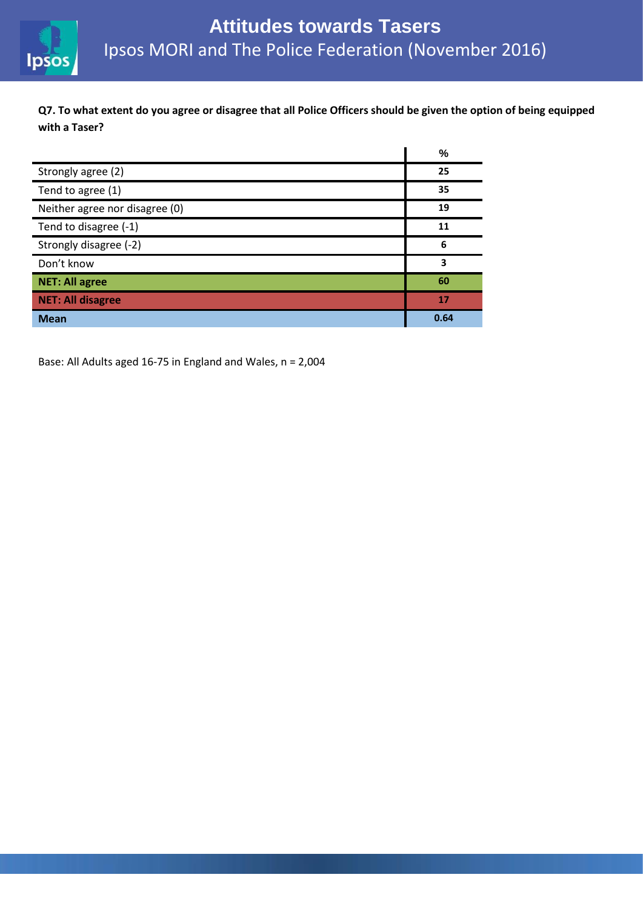**Q7. To what extent do you agree or disagree that all Police Officers should be given the option of being equipped with a Taser?**

| | % |
|---|---|
| Strongly agree (2) | 25 |
| Tend to agree (1) | 35 |
| Neither agree nor disagree (0) | 19 |
| Tend to disagree (-1) | 11 |
| Strongly disagree (-2) | 6 |
| Don't know | 3 |
| **NET: All agree** | **60** |
| **NET: All disagree** | **17** |
| **Mean** | **0.64** |

Base: All Adults aged 16-75 in England and Wales, n = 2,004